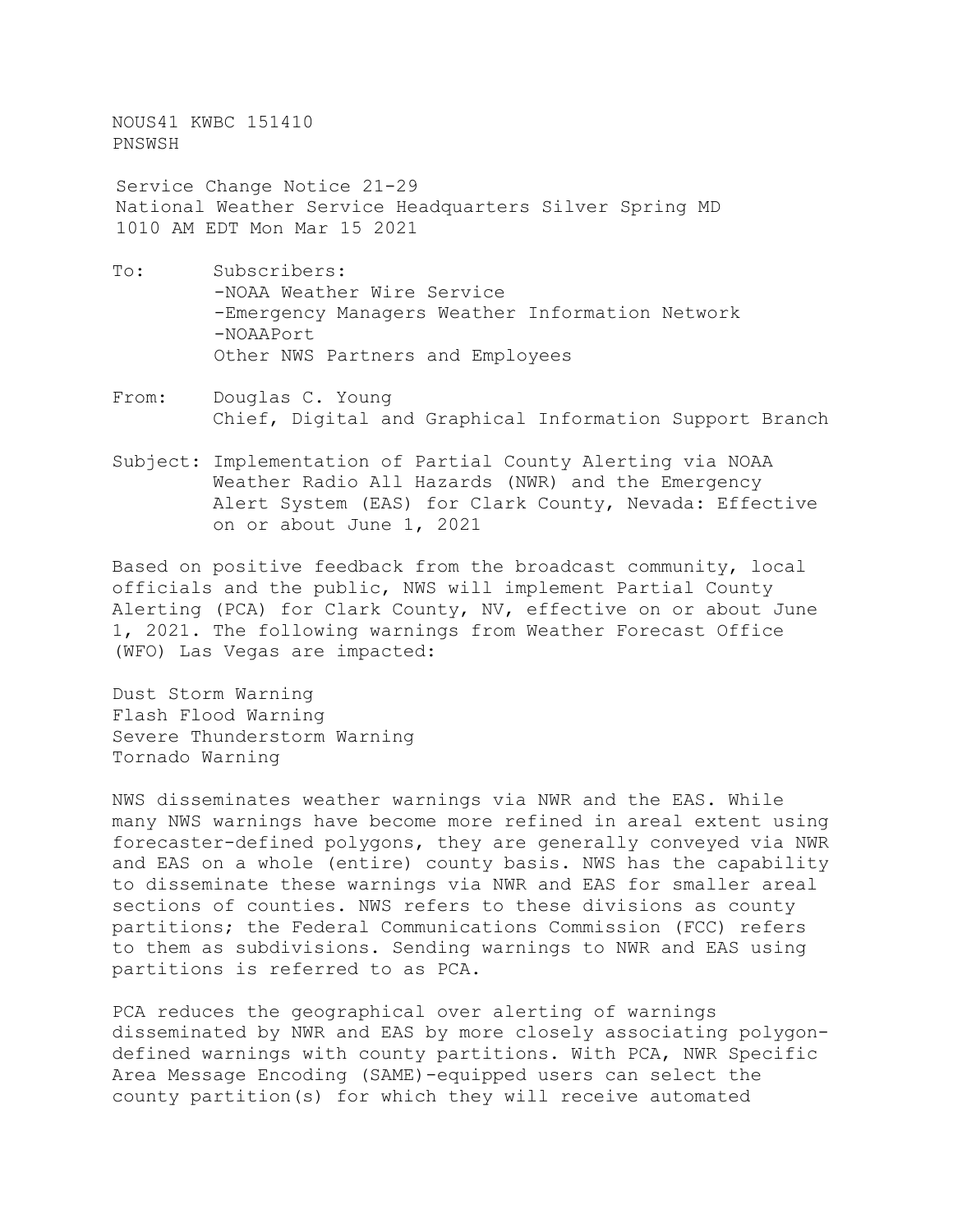NOUS41 KWBC 151410
PNSWSH

Service Change Notice 21-29
National Weather Service Headquarters Silver Spring MD
1010 AM EDT Mon Mar 15 2021

To: Subscribers:
- -NOAA Weather Wire Service
- -Emergency Managers Weather Information Network
- -NOAAPort

Other NWS Partners and Employees

From: Douglas C. Young
Chief, Digital and Graphical Information Support Branch

Subject: Implementation of Partial County Alerting via NOAA Weather Radio All Hazards (NWR) and the Emergency Alert System (EAS) for Clark County, Nevada: Effective on or about June 1, 2021

Based on positive feedback from the broadcast community, local officials and the public, NWS will implement Partial County Alerting (PCA) for Clark County, NV, effective on or about June 1, 2021. The following warnings from Weather Forecast Office (WFO) Las Vegas are impacted:

Dust Storm Warning
Flash Flood Warning
Severe Thunderstorm Warning
Tornado Warning

NWS disseminates weather warnings via NWR and the EAS. While many NWS warnings have become more refined in areal extent using forecaster-defined polygons, they are generally conveyed via NWR and EAS on a whole (entire) county basis. NWS has the capability to disseminate these warnings via NWR and EAS for smaller areal sections of counties. NWS refers to these divisions as county partitions; the Federal Communications Commission (FCC) refers to them as subdivisions. Sending warnings to NWR and EAS using partitions is referred to as PCA.

PCA reduces the geographical over alerting of warnings disseminated by NWR and EAS by more closely associating polygon-defined warnings with county partitions. With PCA, NWR Specific Area Message Encoding (SAME)-equipped users can select the county partition(s) for which they will receive automated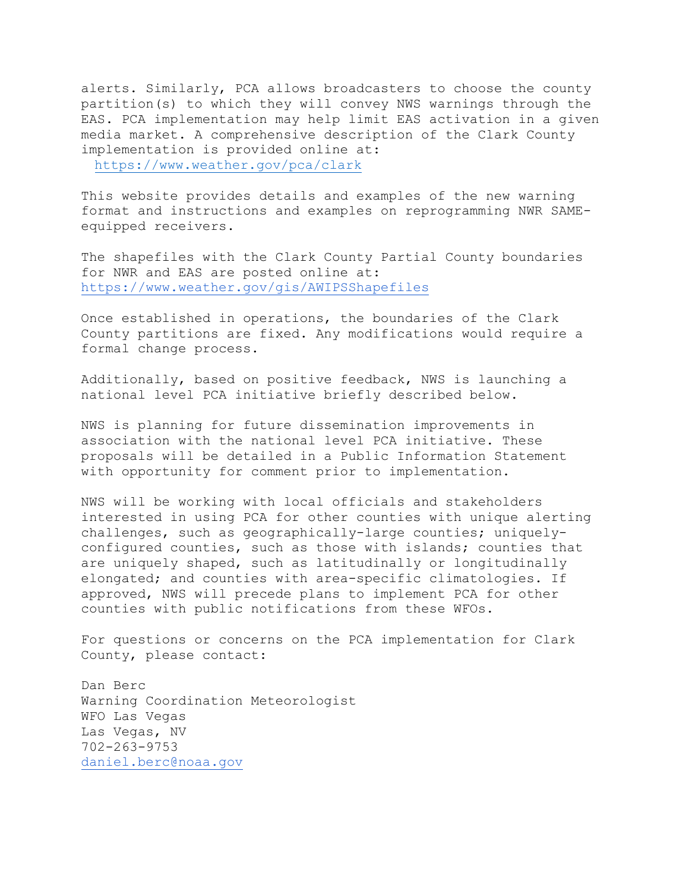alerts. Similarly, PCA allows broadcasters to choose the county partition(s) to which they will convey NWS warnings through the EAS. PCA implementation may help limit EAS activation in a given media market. A comprehensive description of the Clark County implementation is provided online at:

https://www.weather.gov/pca/clark

This website provides details and examples of the new warning format and instructions and examples on reprogramming NWR SAME-equipped receivers.

The shapefiles with the Clark County Partial County boundaries for NWR and EAS are posted online at:
https://www.weather.gov/gis/AWIPSShapefiles

Once established in operations, the boundaries of the Clark County partitions are fixed. Any modifications would require a formal change process.

Additionally, based on positive feedback, NWS is launching a national level PCA initiative briefly described below.

NWS is planning for future dissemination improvements in association with the national level PCA initiative. These proposals will be detailed in a Public Information Statement with opportunity for comment prior to implementation.

NWS will be working with local officials and stakeholders interested in using PCA for other counties with unique alerting challenges, such as geographically-large counties; uniquely-configured counties, such as those with islands; counties that are uniquely shaped, such as latitudinally or longitudinally elongated; and counties with area-specific climatologies. If approved, NWS will precede plans to implement PCA for other counties with public notifications from these WFOs.

For questions or concerns on the PCA implementation for Clark County, please contact:

Dan Berc
Warning Coordination Meteorologist
WFO Las Vegas
Las Vegas, NV
702-263-9753
daniel.berc@noaa.gov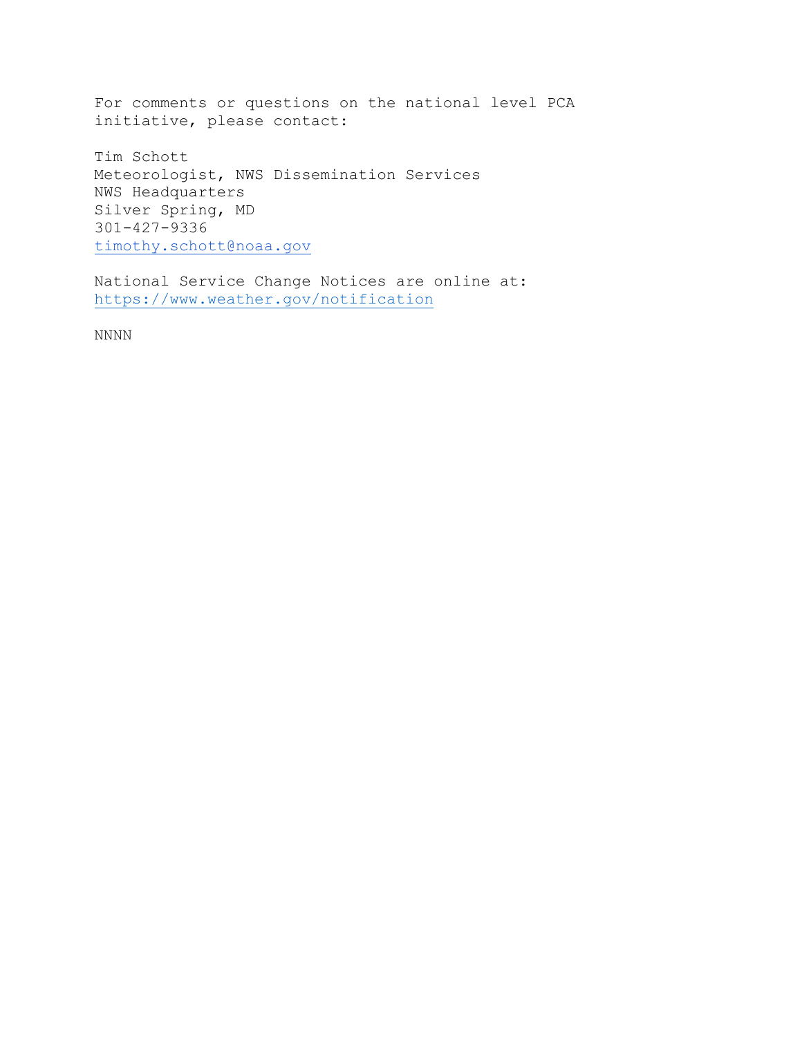For comments or questions on the national level PCA initiative, please contact:

Tim Schott
Meteorologist, NWS Dissemination Services
NWS Headquarters
Silver Spring, MD
301-427-9336
timothy.schott@noaa.gov

National Service Change Notices are online at:
https://www.weather.gov/notification

NNNN